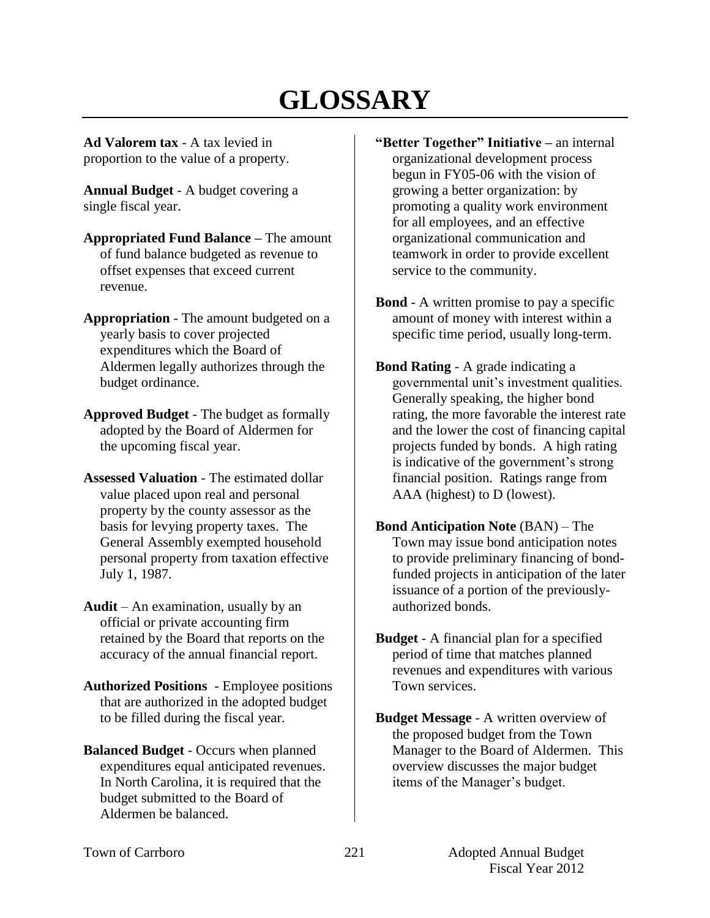# GLOSSARY

**Ad Valorem tax** - A tax levied in proportion to the value of a property.

**Annual Budget** - A budget covering a single fiscal year.

**Appropriated Fund Balance –** The amount of fund balance budgeted as revenue to offset expenses that exceed current revenue.

**Appropriation** - The amount budgeted on a yearly basis to cover projected expenditures which the Board of Aldermen legally authorizes through the budget ordinance.

**Approved Budget** - The budget as formally adopted by the Board of Aldermen for the upcoming fiscal year.

**Assessed Valuation** - The estimated dollar value placed upon real and personal property by the county assessor as the basis for levying property taxes. The General Assembly exempted household personal property from taxation effective July 1, 1987.

**Audit** – An examination, usually by an official or private accounting firm retained by the Board that reports on the accuracy of the annual financial report.

**Authorized Positions** - Employee positions that are authorized in the adopted budget to be filled during the fiscal year.

**Balanced Budget** - Occurs when planned expenditures equal anticipated revenues. In North Carolina, it is required that the budget submitted to the Board of Aldermen be balanced.

**"Better Together" Initiative –** an internal organizational development process begun in FY05-06 with the vision of growing a better organization: by promoting a quality work environment for all employees, and an effective organizational communication and teamwork in order to provide excellent service to the community.

**Bond** - A written promise to pay a specific amount of money with interest within a specific time period, usually long-term.

**Bond Rating** - A grade indicating a governmental unit's investment qualities. Generally speaking, the higher bond rating, the more favorable the interest rate and the lower the cost of financing capital projects funded by bonds. A high rating is indicative of the government's strong financial position. Ratings range from AAA (highest) to D (lowest).

**Bond Anticipation Note** (BAN) – The Town may issue bond anticipation notes to provide preliminary financing of bond-funded projects in anticipation of the later issuance of a portion of the previously-authorized bonds.

**Budget** - A financial plan for a specified period of time that matches planned revenues and expenditures with various Town services.

**Budget Message** - A written overview of the proposed budget from the Town Manager to the Board of Aldermen. This overview discusses the major budget items of the Manager's budget.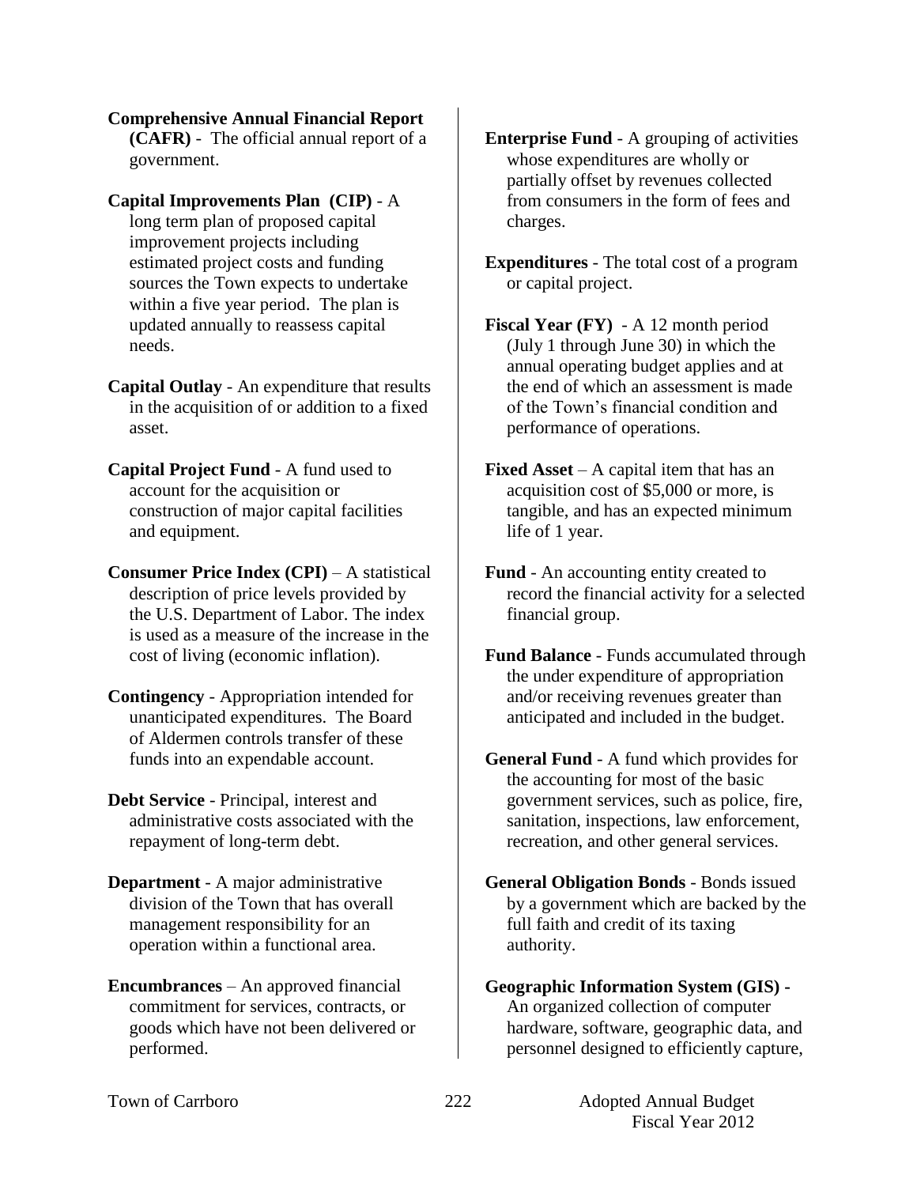**Comprehensive Annual Financial Report (CAFR)** - The official annual report of a government.

**Capital Improvements Plan (CIP)** - A long term plan of proposed capital improvement projects including estimated project costs and funding sources the Town expects to undertake within a five year period. The plan is updated annually to reassess capital needs.

**Capital Outlay** - An expenditure that results in the acquisition of or addition to a fixed asset.

**Capital Project Fund** - A fund used to account for the acquisition or construction of major capital facilities and equipment.

**Consumer Price Index (CPI)** – A statistical description of price levels provided by the U.S. Department of Labor. The index is used as a measure of the increase in the cost of living (economic inflation).

**Contingency** - Appropriation intended for unanticipated expenditures. The Board of Aldermen controls transfer of these funds into an expendable account.

**Debt Service** - Principal, interest and administrative costs associated with the repayment of long-term debt.

**Department** - A major administrative division of the Town that has overall management responsibility for an operation within a functional area.

**Encumbrances** – An approved financial commitment for services, contracts, or goods which have not been delivered or performed.

**Enterprise Fund** - A grouping of activities whose expenditures are wholly or partially offset by revenues collected from consumers in the form of fees and charges.

**Expenditures** - The total cost of a program or capital project.

**Fiscal Year (FY)** - A 12 month period (July 1 through June 30) in which the annual operating budget applies and at the end of which an assessment is made of the Town's financial condition and performance of operations.

**Fixed Asset** – A capital item that has an acquisition cost of $5,000 or more, is tangible, and has an expected minimum life of 1 year.

**Fund** - An accounting entity created to record the financial activity for a selected financial group.

**Fund Balance** - Funds accumulated through the under expenditure of appropriation and/or receiving revenues greater than anticipated and included in the budget.

**General Fund** - A fund which provides for the accounting for most of the basic government services, such as police, fire, sanitation, inspections, law enforcement, recreation, and other general services.

**General Obligation Bonds** - Bonds issued by a government which are backed by the full faith and credit of its taxing authority.

**Geographic Information System (GIS) -** An organized collection of computer hardware, software, geographic data, and personnel designed to efficiently capture,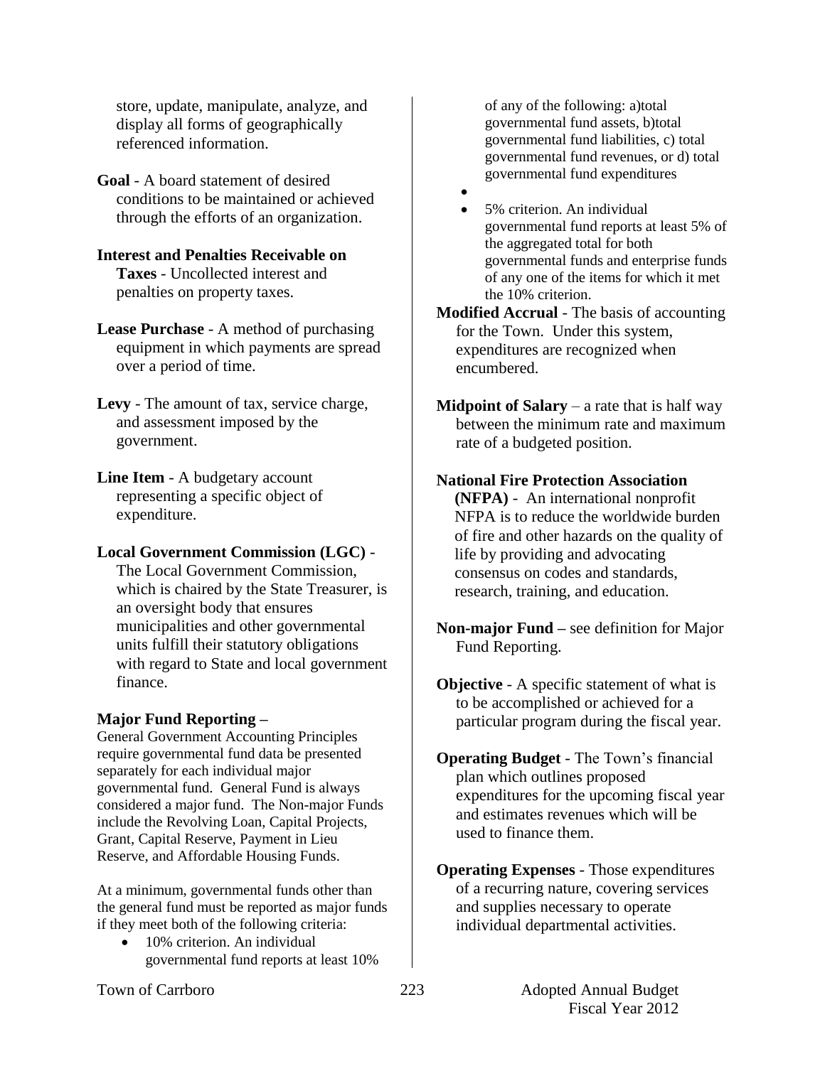store, update, manipulate, analyze, and display all forms of geographically referenced information.

**Goal** - A board statement of desired conditions to be maintained or achieved through the efforts of an organization.

**Interest and Penalties Receivable on Taxes** - Uncollected interest and penalties on property taxes.

**Lease Purchase** - A method of purchasing equipment in which payments are spread over a period of time.

**Levy** - The amount of tax, service charge, and assessment imposed by the government.

**Line Item** - A budgetary account representing a specific object of expenditure.

**Local Government Commission (LGC)** - The Local Government Commission, which is chaired by the State Treasurer, is an oversight body that ensures municipalities and other governmental units fulfill their statutory obligations with regard to State and local government finance.

**Major Fund Reporting –**
General Government Accounting Principles require governmental fund data be presented separately for each individual major governmental fund. General Fund is always considered a major fund. The Non-major Funds include the Revolving Loan, Capital Projects, Grant, Capital Reserve, Payment in Lieu Reserve, and Affordable Housing Funds.

At a minimum, governmental funds other than the general fund must be reported as major funds if they meet both of the following criteria:

- 10% criterion. An individual governmental fund reports at least 10% of any of the following: a)total governmental fund assets, b)total governmental fund liabilities, c) total governmental fund revenues, or d) total governmental fund expenditures
- 5% criterion. An individual governmental fund reports at least 5% of the aggregated total for both governmental funds and enterprise funds of any one of the items for which it met the 10% criterion.

**Modified Accrual** - The basis of accounting for the Town. Under this system, expenditures are recognized when encumbered.

**Midpoint of Salary** – a rate that is half way between the minimum rate and maximum rate of a budgeted position.

**National Fire Protection Association (NFPA)** - An international nonprofit NFPA is to reduce the worldwide burden of fire and other hazards on the quality of life by providing and advocating consensus on codes and standards, research, training, and education.

**Non-major Fund –** see definition for Major Fund Reporting.

**Objective** - A specific statement of what is to be accomplished or achieved for a particular program during the fiscal year.

**Operating Budget** - The Town's financial plan which outlines proposed expenditures for the upcoming fiscal year and estimates revenues which will be used to finance them.

**Operating Expenses** - Those expenditures of a recurring nature, covering services and supplies necessary to operate individual departmental activities.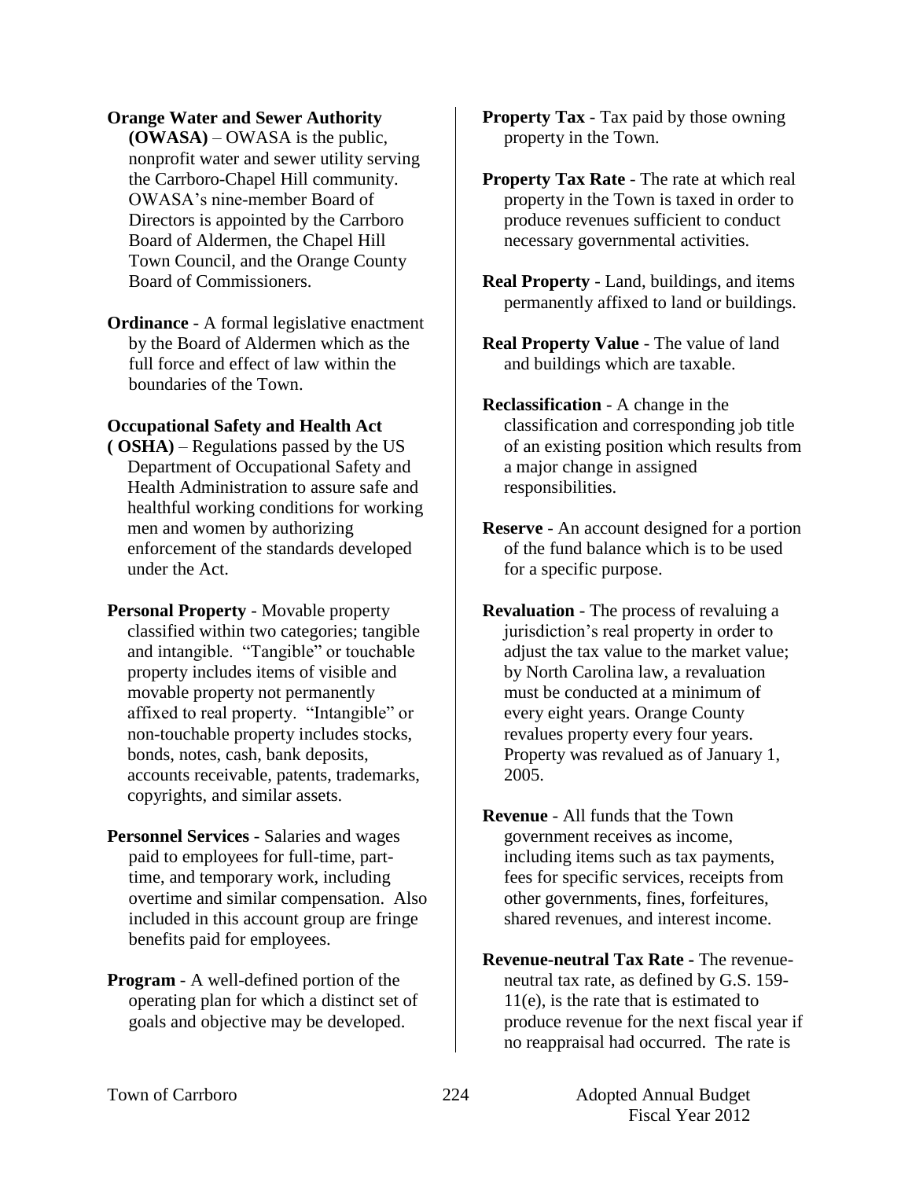**Orange Water and Sewer Authority (OWASA)** – OWASA is the public, nonprofit water and sewer utility serving the Carrboro-Chapel Hill community. OWASA's nine-member Board of Directors is appointed by the Carrboro Board of Aldermen, the Chapel Hill Town Council, and the Orange County Board of Commissioners.

**Ordinance** - A formal legislative enactment by the Board of Aldermen which as the full force and effect of law within the boundaries of the Town.

**Occupational Safety and Health Act ( OSHA)** – Regulations passed by the US Department of Occupational Safety and Health Administration to assure safe and healthful working conditions for working men and women by authorizing enforcement of the standards developed under the Act.

**Personal Property** - Movable property classified within two categories; tangible and intangible. "Tangible" or touchable property includes items of visible and movable property not permanently affixed to real property. "Intangible" or non-touchable property includes stocks, bonds, notes, cash, bank deposits, accounts receivable, patents, trademarks, copyrights, and similar assets.

**Personnel Services** - Salaries and wages paid to employees for full-time, part-time, and temporary work, including overtime and similar compensation. Also included in this account group are fringe benefits paid for employees.

**Program** - A well-defined portion of the operating plan for which a distinct set of goals and objective may be developed.

**Property Tax** - Tax paid by those owning property in the Town.

**Property Tax Rate** - The rate at which real property in the Town is taxed in order to produce revenues sufficient to conduct necessary governmental activities.

**Real Property** - Land, buildings, and items permanently affixed to land or buildings.

**Real Property Value** - The value of land and buildings which are taxable.

**Reclassification** - A change in the classification and corresponding job title of an existing position which results from a major change in assigned responsibilities.

**Reserve** - An account designed for a portion of the fund balance which is to be used for a specific purpose.

**Revaluation** - The process of revaluing a jurisdiction's real property in order to adjust the tax value to the market value; by North Carolina law, a revaluation must be conducted at a minimum of every eight years. Orange County revalues property every four years. Property was revalued as of January 1, 2005.

**Revenue** - All funds that the Town government receives as income, including items such as tax payments, fees for specific services, receipts from other governments, fines, forfeitures, shared revenues, and interest income.

**Revenue-neutral Tax Rate** - The revenue-neutral tax rate, as defined by G.S. 159-11(e), is the rate that is estimated to produce revenue for the next fiscal year if no reappraisal had occurred. The rate is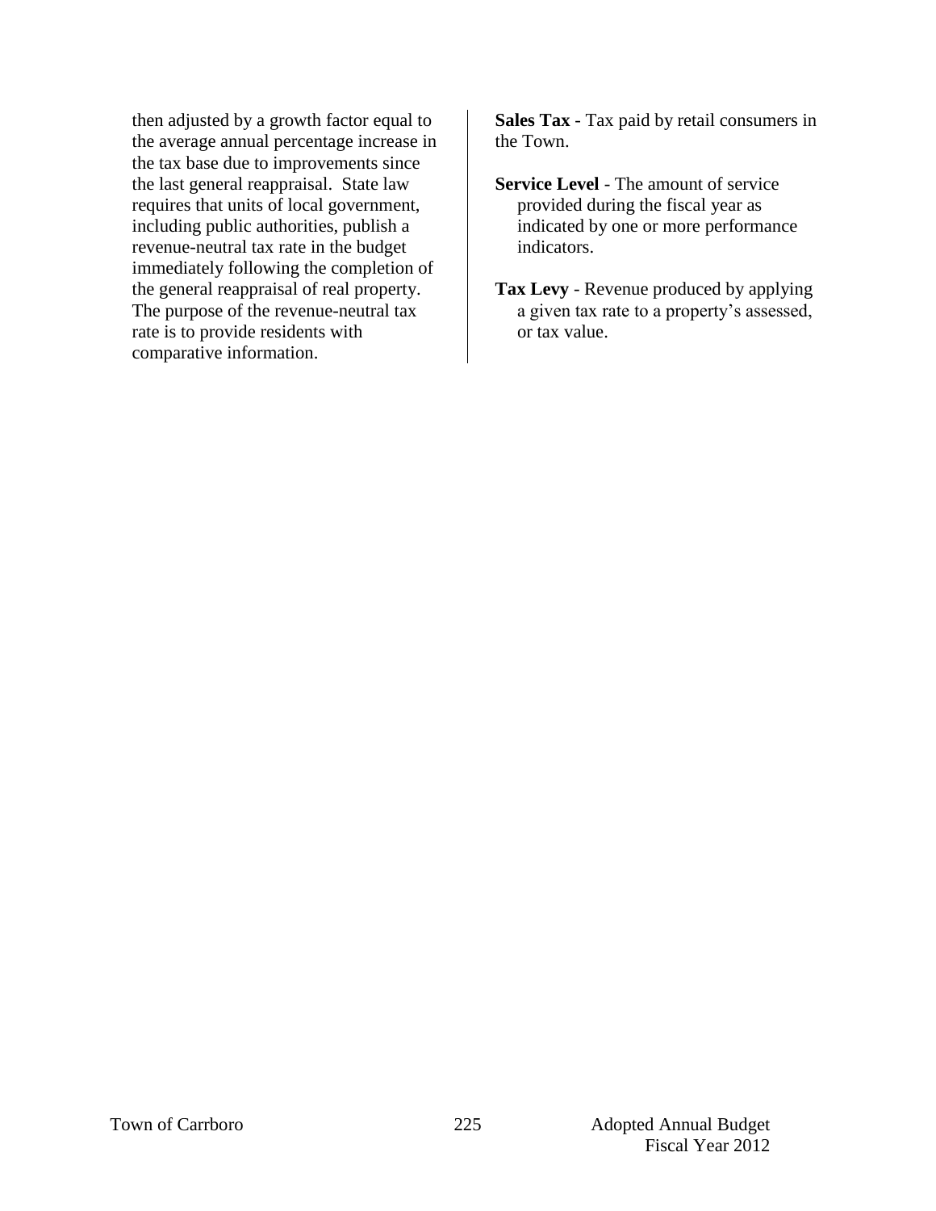then adjusted by a growth factor equal to the average annual percentage increase in the tax base due to improvements since the last general reappraisal. State law requires that units of local government, including public authorities, publish a revenue-neutral tax rate in the budget immediately following the completion of the general reappraisal of real property. The purpose of the revenue-neutral tax rate is to provide residents with comparative information.

**Sales Tax** - Tax paid by retail consumers in the Town.

**Service Level** - The amount of service provided during the fiscal year as indicated by one or more performance indicators.

**Tax Levy** - Revenue produced by applying a given tax rate to a property's assessed, or tax value.